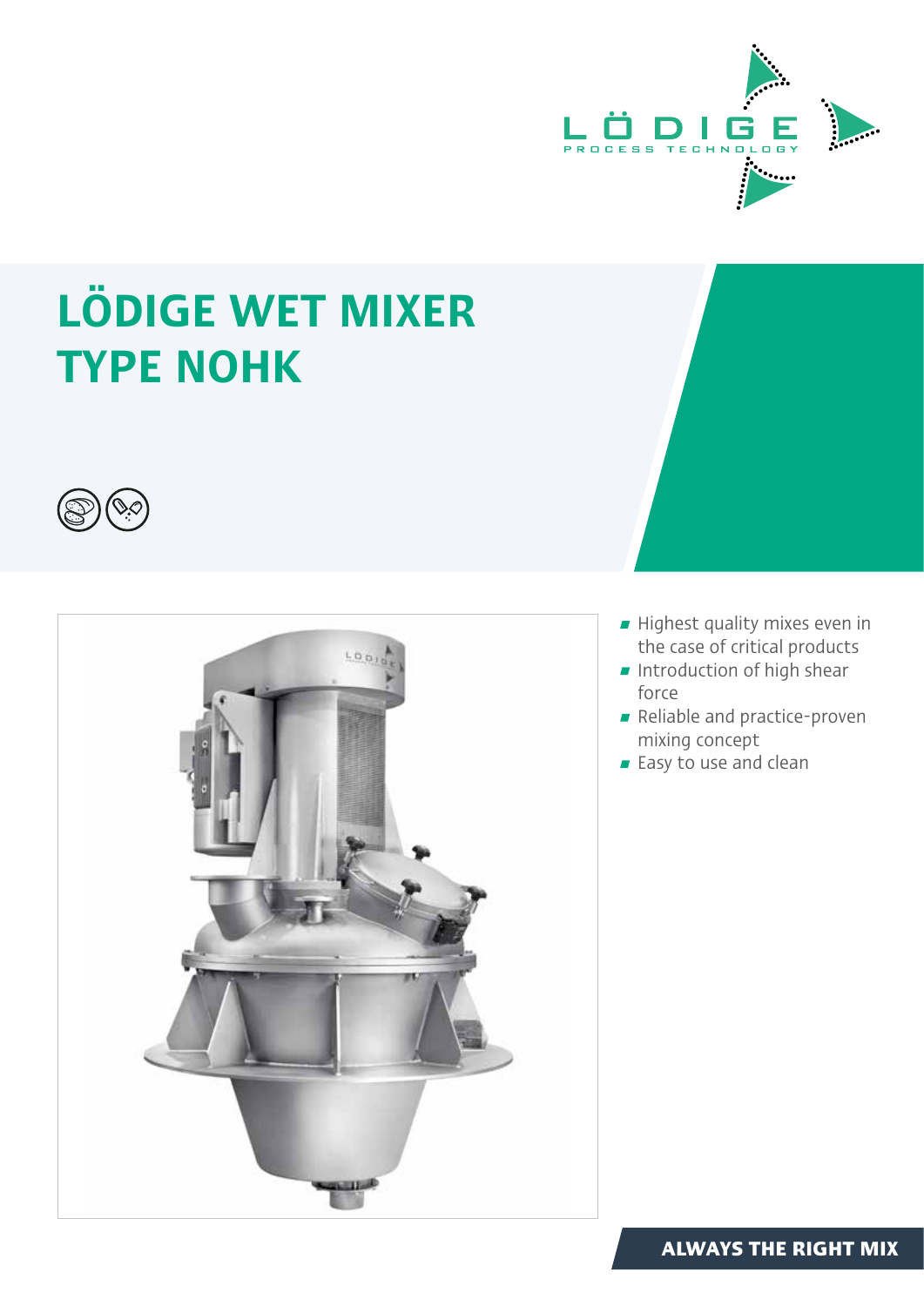# LÖDIGE WET MIXER TYPE NOHK

- Highest quality mixes even in the case of critical products
- Introduction of high shear force
- Reliable and practice-proven mixing concept
- Easy to use and clean

**ALWAYS THE RIGHT MIX**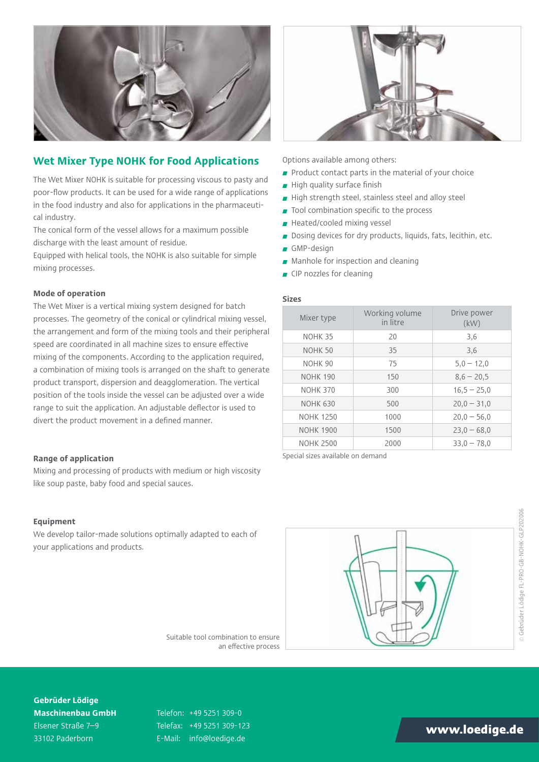## Wet Mixer Type NOHK for Food Applications

The Wet Mixer NOHK is suitable for processing viscous to pasty and poor-flow products. It can be used for a wide range of applications in the food industry and also for applications in the pharmaceutical industry.

The conical form of the vessel allows for a maximum possible discharge with the least amount of residue.

Equipped with helical tools, the NOHK is also suitable for simple mixing processes.

**Mode of operation**

The Wet Mixer is a vertical mixing system designed for batch processes. The geometry of the conical or cylindrical mixing vessel, the arrangement and form of the mixing tools and their peripheral speed are coordinated in all machine sizes to ensure effective mixing of the components. According to the application required, a combination of mixing tools is arranged on the shaft to generate product transport, dispersion and deagglomeration. The vertical position of the tools inside the vessel can be adjusted over a wide range to suit the application. An adjustable deflector is used to divert the product movement in a defined manner.

**Range of application**

Mixing and processing of products with medium or high viscosity like soup paste, baby food and special sauces.

**Equipment**

We develop tailor-made solutions optimally adapted to each of your applications and products.

Options available among others:

- Product contact parts in the material of your choice
- High quality surface finish
- High strength steel, stainless steel and alloy steel
- Tool combination specific to the process
- Heated/cooled mixing vessel
- Dosing devices for dry products, liquids, fats, lecithin, etc.
- GMP-design
- Manhole for inspection and cleaning
- CIP nozzles for cleaning

**Sizes**

| Mixer type | Working volume in litre | Drive power (kW) |
|---|---|---|
| NOHK 35 | 20 | 3,6 |
| NOHK 50 | 35 | 3,6 |
| NOHK 90 | 75 | 5,0 – 12,0 |
| NOHK 190 | 150 | 8,6 – 20,5 |
| NOHK 370 | 300 | 16,5 – 25,0 |
| NOHK 630 | 500 | 20,0 – 31,0 |
| NOHK 1250 | 1000 | 20,0 – 56,0 |
| NOHK 1900 | 1500 | 23,0 – 68,0 |
| NOHK 2500 | 2000 | 33,0 – 78,0 |

Special sizes available on demand

Suitable tool combination to ensure an effective process

© Gebrüder Lödige FL-PRO-GB-NOHK-GLP202006

**Gebrüder Lödige Maschinenbau GmbH**
Elsener Straße 7–9
33102 Paderborn

Telefon: +49 5251 309-0
Telefax: +49 5251 309-123
E-Mail: info@loedige.de

**www.loedige.de**